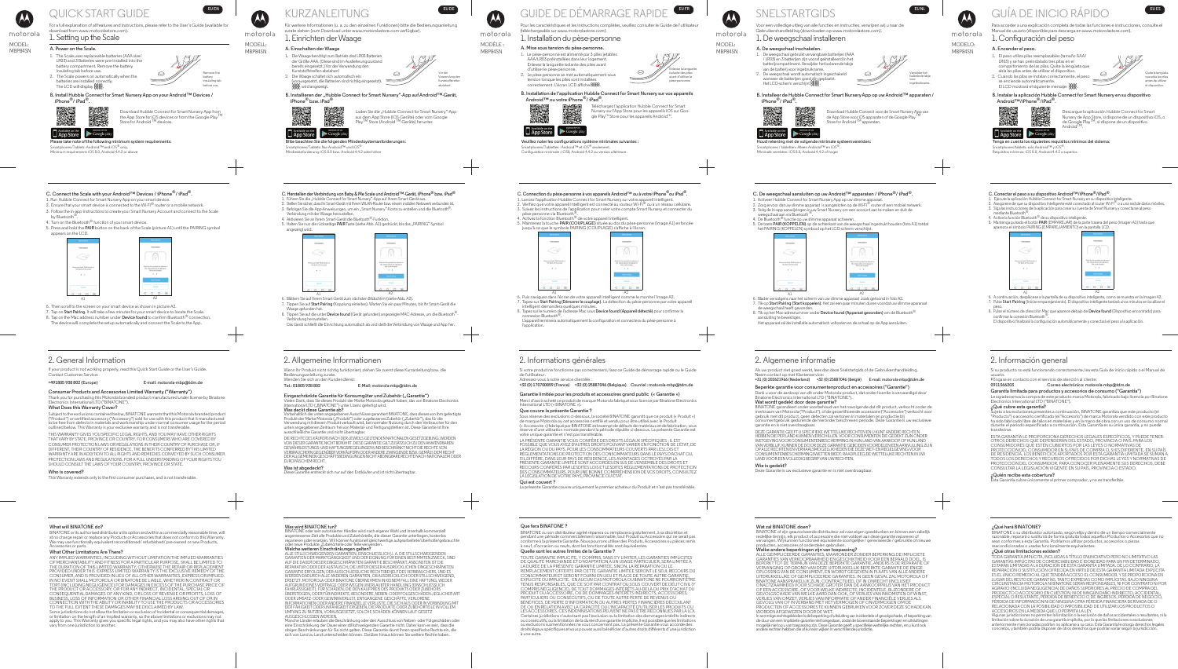# QUICK START GUIDE

motorola

MODEL: MBP84SN

For a full explanation of all features and instructions, please refer to the User's Guide (available for download from www.motorolastore.com).

## 1. Setting up the Scale

### A. Power on the Scale.

1. The Scale uses replaceable batteries (AAA size/ LR03) and 3 batteries were pre-installed into the battery compartment. Remove the battery insulating tab before use.
2. The Scale powers on automatically when the batteries are installed correctly. The LCD will display [888].

Remove the battery insulating tab before use.

### B. Install Hubble Connect for Smart Nursery App on your Android™ Devices / iPhone® / iPad®.

Download Hubble Connect for Smart Nursery App from the App Store for iOS devices or from the Google Play™ Store for Android™ devices.

**Please take note of the following minimum system requirements:**
Smartphones/Tablets: Android™ and iOS® only.
Minimum requirements: iOS 8.0, Android 4.4.2 or above

### C. Connect the Scale with your Android™ Devices / iPhone® / iPad®.

1. Run Hubble Connect for Smart Nursery App on your smart device.
2. Ensure that your smart device is connected to the Wi-Fi® router or a mobile network.
3. Follow the in-app instructions to create your Smart Nursery Account and connect to the Scale by Bluetooth®.
4. Turn on the Bluetooth® function of your smart device.
5. Press and hold the **PAIR** button on the back of the scale (picture A1) until the PAIRING symbol appears on the LCD.

A1 A2

6. Then scroll to the screen on your smart device as shown in picture A2.
7. Tap on **Start Pairing**. It will take a few minutes for your smart device to locate the Scale.
8. Tap on the Mac address number under **Device found** to confirm Bluetooth® connection. The device will complete the setup automatically and connect the Scale to the App.

## 2. General Information

If your product is not working properly, read this Quick Start Guide or the User's Guide.
Contact Customer Service:
+491805 938 802 (Europe) E-mail: motorola-mbp@tdm.de

**Consumer Products and Accessories Limited Warranty ("Warranty")**
Thank you for purchasing this Motorola branded product manufactured under license by Binatone Electronics International LTD ("BINATONE").

**What Does this Warranty Cover?**
Subject to the exclusions contained below, BINATONE warrants that this Motorola branded product ("Product") or certified accessory ("Accessory") sold for use with this product that it manufactured to be free from defects in materials and workmanship under normal consumer usage for the period outlined below. This Warranty is your exclusive warranty and is not transferable.

THIS WARRANTY GIVES YOU SPECIFIC LEGAL RIGHTS, AND YOU MAY HAVE OTHER RIGHTS THAT VARY BY STATE, PROVINCE OR COUNTRY. FOR CONSUMERS WHO ARE COVERED BY CONSUMER PROTECTION LAWS OR REGULATIONS IN THEIR COUNTRY OF PURCHASE OR, IF DIFFERENT, THEIR COUNTRY OF RESIDENCE, THE BENEFITS CONFERRED BY THIS LIMITED WARRANTY ARE IN ADDITION TO ALL RIGHTS AND REMEDIES CONVEYED BY SUCH CONSUMER PROTECTION LAWS AND REGULATIONS. FOR A FULL UNDERSTANDING OF YOUR RIGHTS YOU SHOULD CONSULT THE LAWS OF YOUR COUNTRY, PROVINCE OR STATE.

**Who is covered?**
This Warranty extends only to the first consumer purchaser, and is not transferable.

**What will BINATONE do?**
BINATONE or its authorised distributor at its option and within a commercially reasonable time, will at no charge repair or replace any Products or Accessories that does not conform to this Warranty. We may use functionally equivalent reconditioned/ refurbished/ pre-owned or new Products, Accessories or parts.

**What Other Limitations Are There?**
ANY IMPLIED WARRANTIES, INCLUDING WITHOUT LIMITATION THE IMPLIED WARRANTIES OF MERCHANTABILITY AND FITNESS FOR A PARTICULAR PURPOSE, SHALL BE LIMITED TO THE DURATION OF THIS LIMITED WARRANTY, OTHERWISE THE REPAIR OR REPLACEMENT PROVIDED UNDER THIS EXPRESS LIMITED WARRANTY IS THE EXCLUSIVE REMEDY OF THE CONSUMER, AND IS PROVIDED IN LIEU OF ALL OTHER WARRANTIES, EXPRESS OR IMPLIED. IN NO EVENT SHALL MOTOROLA OR BINATONE BE LIABLE, WHETHER IN CONTRACT OR TORT (INCLUDING NEGLIGENCE) FOR DAMAGES IN EXCESS OF THE PURCHASE PRICE OF THE PRODUCT OR ACCESSORY, OR FOR ANY INDIRECT, INCIDENTAL, SPECIAL OR CONSEQUENTIAL DAMAGES OF ANY KIND, OR LOSS OF REVENUE OR PROFITS, LOSS OF BUSINESS, LOSS OF INFORMATION OR OTHER FINANCIAL LOSS ARISING OUT OF OR IN CONNECTION WITH THE ABILITY OR INABILITY TO USE THE PRODUCTS OR ACCESSORIES TO THE FULL EXTENT THESE DAMAGES MAY BE DISCLAIMED BY LAW.

Some jurisdictions do not allow the limitation or exclusion of incidental or consequential damages, or limitation on the length of an implied warranty, so the above limitations or exclusions may not apply to you. This Warranty gives you specific legal rights, and you may also have other rights that vary from one jurisdiction to another.

# KURZANLEITUNG

motorola

MODELL: MBP84SN

Für weitere Informationen (u. a. zu den Funktionen) lesen Sie bitte die Bedienungsanleitung zurate (sehen Sie zum Download unter www.motorolastore.com verfügbar).

## 1. Einrichten der Waage

### A. Einschalten der Waage

1. Die Waage benötigt zum Betrieb drei LR03-Batterien der Größe AAA. (Diese sind im Auslieferungszustand bereits eingesetzt.) Vor der Verwendung den Kunststoffstreifen abziehen!
2. Die Waage schaltet sich automatisch ein (vorausgesetzt, die Batterien sind richtig eingesetzt). [888] wird angezeigt.

Vor der Verwendung den Kunststoffstreifen abziehen!

### B. Installieren der „Hubble Connect for Smart Nursery"-App auf Android™-Gerät, iPhone® bzw. iPad®

Laden Sie die „Hubble Connect for Smart Nursery"-App aus dem App Store (iOS-Geräte) oder vom Google Play™ Store (Android™-Geräte) herunter.

**Bitte beachten Sie die folgenden Mindestsystemanforderungen:**
Smartphones/Tablets: Nur Android™ und iOS®
Mindestanforderung: iOS 8.0 bzw. Android 4.4.2 oder höher

### C. Herstellen der Verbindung von Baby & Me Scale und Android™-Gerät, iPhone® bzw. iPad®

1. Führen Sie die „Hubble Connect for Smart Nursery"-App auf Ihrem Smart-Gerät aus.
2. Stellen Sie sicher, dass Ihr Smart-Gerät mit Ihrem WLAN-Router bzw. einem mobilen Netzwerk verbunden ist.
3. Befolgen Sie die App-Anweisungen, um ein „Smart Nursery"-Konto zu erstellen und die Bluetooth®-Verbindung mit der Waage herzustellen.
4. Aktivieren Sie auf Ihrem Smart-Gerät die Bluetooth®-Funktion.
5. Halten Sie nun die rückseitige **PAIR**-Taste (siehe Abb. A1) gedrückt, bis das „PAIRING"-Symbol angezeigt wird.

A1 A2

6. Blättern Sie auf Ihrem Smart-Gerät zum nächsten Bildschirm (siehe Abb. A2).
7. Tippen Sie auf **Start Pairing** (Kopplung einleiten). Warten Sie ein paar Minuten, bis Ihr Smart-Gerät die Waage gefunden hat.
8. Tippen Sie auf die unter **Device found** (Gerät gefunden) angezeigte MAC-Adresse, um die Bluetooth®-Verbindung herzustellen. Das Gerät schließt die Einrichtung automatisch ab und stellt die Verbindung von Waage und App her.

## 2. Allgemeine Informationen

Wenn Ihr Produkt nicht richtig funktioniert, ziehen Sie zuerst diese Kurzanleitung bzw. die Bedienungsanleitung zurate.
Wenden Sie sich an den Kundendienst:
Tel.: 01805 938 802 E-Mail: motorola-mbp@tdm.de

**Eingeschränkte Garantie für Konsumgüter und Zubehör („Garantie")**
Vielen Dank, dass Sie dieses Produkt der Marke Motorola gekauft haben, das von Binatone Electronics International LTD („BINATONE") unter Lizenz gefertigt wird.

**Was deckt diese Garantie ab?**
Vorbehaltlich der unten angegebenen Ausschlüsse garantiert BINATONE, dass dieses von ihm gefertigte Produkt der Marke Motorola („Produkt") oder zugelassenes Zubehör („Zubehör"), das für die Verwendung mit diesem Produkt verkauft wird, bei normaler Nutzung durch den Verbraucher für den unten angegebenen Zeitraum frei von Material- und Fertigungsfehlern ist. Diese Garantie ist Ihre ausschließliche Garantie und nicht übertragbar.

DIE RECHTE DES VERBRAUCHERS GEGENÜBER DEM JEWEILS GELTENDEN NATIONALEN GESETZGEBUNG, WERDEN VON DIESER GARANTIE NICHT BERÜHRT. DIESE GARANTIE GILT ZUSÄTZLICH ZU DEN ANWENDBAREN GESETZLICHEN GEWÄHRLEISTUNGS- UND VERTRAGLICHEN REGELUNGEN UND BESCHRÄNKT NICHT DIE RECHTE VON VERBRAUCHERN GEGENÜBER VERKÄUFERN ODER ANDERE ZWINGENDE BZW. GEMÄSS DER GELTENDEN GESETZGEBUNG GEWÄHRTE RECHTE DES VERBRAUCHERS NACH NATIONALEM RECHT DER EUROPÄISCHEN UNION.

**Was ist abgedeckt?**
Diese Garantie erstreckt sich nur auf den Erstkäufer und ist nicht übertragbar.

**Was wird BINATONE tun?**
BINATONE oder ein autorisierter Händler wird nach eigener Wahl und innerhalb kommerziell angemessener Zeit alle Produkte und Zubehörteile, die dieser Garantie unterliegen, kostenlos reparieren oder ersetzen. Wir können funktionell gleichwertige aufgearbeitete/überholte/gebrauchte oder neue Produkte, Zubehörteile oder Teile verwenden.

**Welche weiteren Einschränkungen gelten?**
ALLE STILLSCHWEIGENDEN GARANTIEN, EINSCHLIESSLICH DER STILLSCHWEIGENDEN GARANTIEN DER MARKTGÄNGIGKEIT UND EIGNUNG FÜR EINEN BESTIMMTEN ZWECK, SIND AUF DIE DAUER DIESER EINGESCHRÄNKTEN GARANTIE BESCHRÄNKT. ANSONSTEN IST DIE REPARATUR ODER DER ERSATZ GEMÄSS DIESER AUSDRÜCKLICHEN EINGESCHRÄNKTEN GARANTIE DIE AUSSCHLIESSLICHE ABHILFE DES VERBRAUCHERS, DIE ANSTELLE ALLER ANDEREN AUSDRÜCKLICHEN ODER STILLSCHWEIGENDEN GARANTIEN GEWÄHRT WIRD. IN KEINEM FALL HAFTEN MOTOROLA ODER BINATONE, OB AUFGRUND EINES VERTRAGS ODER WEGEN UNERLAUBTER HANDLUNG (EINSCHLIESSLICH FAHRLÄSSIGKEIT), FÜR SCHÄDEN, DIE DEN KAUFPREIS DES PRODUKTS ODER ZUBEHÖRS ÜBERSTEIGEN, ODER FÜR INDIREKTE, BEILÄUFIGE, BESONDERE ODER FOLGESCHÄDEN JEGLICHER ART ODER UMSATZ- ODER GEWINNVERLUSTE, GESCHÄFTSVERLUSTE, INFORMATIONSVERLUSTE ODER ANDERE FINANZIELLE VERLUSTE, DIE AUS ODER IN VERBINDUNG MIT DER FÄHIGKEIT ODER UNFÄHIGKEIT ENTSTEHEN, DIE PRODUKTE ODER ZUBEHÖRTEILE ZU NUTZEN, IN DEM VOLLEN GESETZLICH ZULÄSSIGEN UMFANG, IN DEM DIESE SCHÄDEN AUSGESCHLOSSEN WERDEN KÖNNEN.

Manche Länder erlauben die Beschränkung oder den Ausschluss von Neben- oder Folgeschäden oder eine Einschränkung der Dauer einer stillschweigenden Garantie nicht. Daher können die oben genannten Beschränkungen für Sie nicht gelten. Diese Garantie räumt Ihnen spezifische Rechte ein, und möglicherweise haben Sie noch weitere Rechte, die von Land zu Land unterschiedlich sein können.

# GUIDE DE DÉMARRAGE RAPIDE

motorola

MODÈLE : MBP84SN

Pour les caractéristiques et les instructions complètes, veuillez consulter le Guide de l'utilisateur (téléchargeable sur www.motorolastore.com).

## 1. Installation du pèse-personne

### A. Mise sous tension du pèse-personne.

1. Le pèse-personne est alimenté par 3 piles remplaçables AAA/LR03 préinstallées dans leur logement. Enlevez la languette isolante des piles avant d'utiliser le pèse-personne.
2. Le pèse-personne se met automatiquement sous tension lorsque les piles sont installées correctement. L'écran LCD affiche [888].

Enlevez la languette isolante des piles avant utilisation.

### B. Installation de l'application Hubble Connect for Smart Nursery sur vos appareils Android™ ou votre iPhone® / iPad®.

Téléchargez l'application Hubble Connect for Smart Nursery sur l'App Store pour les appareils iOS sur Google Play™ Store pour les appareils Android™.

**Veuillez noter les configurations système minimales suivantes :**
Smartphones/Tablettes : Android™ et iOS® seulement.
Configuration minimale : iOS 8.0, Android 4.4.2 ou version ultérieure.

### C. Connection du pèse-personne à vos appareils Android™ ou à votre iPhone® ou iPad®.

1. Lancez l'application Hubble Connect for Smart Nursery sur votre appareil intelligent.
2. Vérifiez que votre appareil intelligent est connecté au routeur Wi-Fi® ou à un réseau cellulaire.
3. Suivez les instructions de l'application pour créer votre compte Smart Nursery et connecter le pèse-personne via Bluetooth®.
4. Activez la fonction Bluetooth® de votre appareil intelligent.
5. Maintenez la touche **PAIR** (COUPLAGE) située au dos du pèse-personne (image A1) enfoncée jusqu'à ce que le symbole PAIRING (COUPLAGE) s'affiche à l'écran.

A1 A2

6. Puis naviguez dans l'écran de votre appareil intelligent comme le montre l'image A2.
7. Tapez sur **Start Pairing** (Démarrer le couplage). La détection du pèse-personne par votre appareil intelligent demandera quelques minutes.
8. Tapez sur le numéro de l'adresse Mac sous **Device found** (Appareil détecté) pour confirmer la connexion Bluetooth®.
L'appareil terminera automatiquement la configuration et connectera le pèse-personne à l'application.

## 2. Informations générales

Si votre produit ne fonctionne pas correctement, lisez ce Guide de démarrage rapide ou le Guide de l'utilisateur.
Adressez-vous à notre service clientèle :
+33 (0) 170706959 (France) +32 (0) 25887046 (Belgique) Courriel : motorola-mbp@tdm.de

**Garantie limitée pour les produits et accessoires grand public (« Garantie »)**
Merci d'avoir acheté ce produit de marque Motorola fabriqué sous licence par Binatone Electronics International LTD (« BINATONE »).

**Que couvre la présente Garantie ?**
Sous réserve des exclusions ci-dessous, la société BINATONE garantit que ce produit (« Produit ») de marque Motorola ou cet accessoire certifié et vendu pour être utilisé avec le Produit (« Accessoire ») fabriqué par BINATONE est exempt de défauts de matériaux ou de fabrication, sous réserve d'une utilisation normale pendant la période stipulée ci-dessous. La présente Garantie est votre unique garantie et n'est pas transférable.

LA PRÉSENTE GARANTIE VOUS CONFÈRE DES DROITS LÉGAUX SPÉCIFIQUES. IL EST POSSIBLE QUE VOUS AYEZ D'AUTRES DROITS POUVANT VARIER EN FONCTION DE L'ÉTAT, DE LA RÉGION OU DU PAYS. POUR LES CONSOMMATEURS COUVERTS PAR LES LOIS ET RÉGLEMENTATIONS DE PROTECTION DES CONSOMMATEURS DANS LE PAYS D'ACHAT OU, S'IL DIFFÈRE, DANS LEUR PAYS DE RÉSIDENCE, LES AVANTAGES OCTROYÉS PAR LA PRÉSENTE GARANTIE LIMITÉE S'AJOUTENT À L'ENSEMBLE DES DROITS ET RECOURS CONFÉRÉS PAR LESDITES LOIS ET RÉGLEMENTATIONS DE PROTECTION DES CONSOMMATEURS. POUR UNE BONNE COMPRÉHENSION DE VOS DROITS, CONSULTEZ LA LÉGISLATION DE VOTRE PAYS, PROVINCE OU ÉTAT.

**Qui est couvert ?**
La présente Garantie couvre uniquement le premier acheteur du Produit et n'est pas transférable.

**Que fera BINATONE ?**
BINATONE ou son distributeur agréé réparera ou remplacera gratuitement, à sa discrétion et pendant une période commercialement raisonnable, tout Produit ou Accessoire qui ne serait pas conforme à la présente Garantie. Nous pourrons utiliser des Produits, Accessoires ou pièces remis à neuf, d'occasion ou neufs, dont les fonctionnalités sont équivalentes.

**Quelles sont les autres limites de la Garantie ?**
TOUTE GARANTIE IMPLICITE, Y COMPRIS, SANS S'Y LIMITER, LES GARANTIES IMPLICITES DE QUALITÉ MARCHANDE ET D'ADAPTATION À UN USAGE PARTICULIER, SERA LIMITÉE À LA DURÉE DE LA PRÉSENTE GARANTIE LIMITÉE. SINON, LA RÉPARATION OU LE REMPLACEMENT OFFERTS PAR CETTE GARANTIE EXPRESSE LIMITÉE SONT LE SEUL RECOURS DU CONSOMMATEUR ET SERONT FOURNIS EN LIEU ET PLACE DE TOUTE AUTRE GARANTIE, EXPLICITE OU IMPLICITE. EN AUCUN CAS MOTOROLA OU BINATONE NE POURRONT ÊTRE TENUS RESPONSABLES, QUE CE SOIT PAR CONTRAT OU SOUS COUVERT DE DÉLIT CIVIL (Y COMPRIS NÉGLIGENCE), DE TOUT DOMMAGE EXCÉDANT LE PRIX D'ACHAT DU PRODUIT OU ACCESSOIRE, OU DE DOMMAGES-INTÉRÊTS INDIRECTS, ACCESSOIRES, PARTICULIERS OU CONSÉCUTIFS, OU DE TOUTE AUTRE PERTE DE REVENUS OU BÉNÉFICES, DE PERTE D'INFORMATIONS OU AUTRES PERTES FINANCIÈRES DÉCOULANT DE OU EN RELATION AVEC LA CAPACITÉ OU L'INCAPACITÉ D'UTILISER LES PRODUITS OU LES ACCESSOIRES, CES INDEMNISATIONS POUVANT ÊTRE REFUSÉES PAR LA LOI.

Certaines juridictions n'autorisent pas l'exclusion ou la limitation des dommages indirects ou consécutifs, ou la limitation de la durée d'une garantie implicite. Il est possible que les limitations ou exclusions susmentionnées ne vous concernent pas. La présente Garantie vous accorde des droits légaux spécifiques et vous pouvez aussi bénéficier d'autres droits différents d'une juridiction à une autre.

# SNELSTARTGIDS

motorola

MODEL: MBP84SN

Voor een volledige uitleg van alle functies en instructies, verwijzen wij u naar de Gebruikershandleiding (downloadbaar op www.motorolastore.com).

## 1. De weegschaal installeren

### A. De weegschaal inschakelen.

1. De weegschaal gebruikt vervangbare batterijen (AAA/LR03) en 3 batterijen zijn vooraf geïnstalleerd in het batterijcompartiment. Verwijder het batterij-isolatielipje van de batterij voor ingebruikname.
2. De weegschaal wordt automatisch ingeschakeld wanneer de batterijen goed zijn geplaatst. Het LCD-scherm verschijnt [888].

Verwijder het batterij-isolatielipje voor ingebruikname.

### B. Installeer de Hubble Connect for Smart Nursery App op uw Android™ apparaten / iPhone® / iPad®.

Download Hubble Connect voor de Smart Nursery App van de App Store voor iOS apparaten of de Google Play™ Store for Android™ apparaten.

**Houd rekening met de volgende minimale systeemvereisten:**
Smartphones / tablets: Alleen Android™ en iOS®.
Minimale vereisten: iOS 8.0, Android 4.4.2 of hoger

### C. De weegschaal aansluiten op uw Android™ apparaten / iPhone® / iPad®.

1. Activeer Hubble Connect for Smart Nursery App op uw slimme apparaat.
2. Zorg ervoor dat uw slimme apparaat is aangesloten op de Wi-Fi® router of een mobiel netwerk.
3. Volg de in-app aanwijzingen in uw Smart Nursery om een account aan te maken en sluit de weegschaal aan via Bluetooth®.
4. De Bluetooth® functie van uw slimme apparaat activeren.
5. Druk op de **PAIR** (KOPPELEN) op de achterkant van de weegschaal ingedrukt houden (foto A1) totdat het PAIRING (KOPPELEN) symbool op het LCD scherm verschijnt.

A1 A2

6. Blader vervolgens naar het scherm van uw slimme apparaat zoals getoond in foto A2.
7. Tik op **Start Pairing** (Start koppelen). Het zal een paar minuten duren voordat uw slimme apparaat de weegschaal heeft gevonden.
8. Tik op het Mac-adresnummer onder **Device found** (Apparaat gevonden) om de Bluetooth® aansluiting te bevestigen.
Het apparaat zal de installatie automatisch voltooien en de schaal op de App aansluiten.

## 2. Algemene informatie

Als uw product niet goed werkt, lees dan deze Snelstartgids of de Gebruikershandleiding.
Neem contact op met Klantenservice:
+31 (0) 208080766 (Nederland) +32 (0) 25887046 (België) E-mail: motorola-mbp@tdm.de

**Beperkte garantie voor consumentenproduct en accessoires ("Garantie")**
Dank u voor de aankoop van dit onder Motorola-product, dat onder licentie is vervaardigd door Binatone Electronics International LTD ("BINATONE").

**Wat wordt gedekt door deze garantie?**
BINATONE garandeert onder voorbehoud van het navolgende dat dit product, verkocht onder de merknaam van Motorola ("Product"), of de gecertificeerde accessoire ("Accessoire") verkocht voor gebruik met dit product, geen defecten zal vertonen in materialen en productie bij consumentengebruik gedurende de hieronder beschreven periode. Deze Garantie is uw exclusieve garantie en is niet overdraagbaar.

DEZE GARANTIE GEEFT U SPECIFIEKE WETTELIJKE RECHTEN EN U KUNT ANDERE RECHTEN HEBBEN DIE PER LAND VERSCHILLEN. VOOR CONSUMENTEN DIE GEDEKT ZIJN DOOR WETGEVING VOOR CONSUMENTENBESCHERMING IN HUN LAND VAN AANKOOP OF IN HUN LAND VAN VESTIGING, ZIJN DE DOOR DEZE GARANTIE GEBODEN VOORDELEN EEN AANVULLING OP ALLE RECHTEN EN RECHTSMIDDELEN VOORZIEN DOOR DE WETGEVING EN REGELGEVING VOOR CONSUMENTENBESCHERMING. ZIE VOOR EEN VOLLEDIG BEGRIP VAN UW RECHTEN DE WETGEVING IN UW LAND, PROVINCIE OF STAAT.

**Wie is gedekt?**
Deze Garantie is uw exclusieve garantie en is niet overdraagbaar.

**Wat zal BINATONE doen?**
BINATONE of zijn geautoriseerde distributeur zal naar eigen goeddunken en binnen een zakelijk redelijke termijn, elk product of accessoire die niet voldoet aan deze garantie repareren of vervangen. Wij kunnen functioneel equivalente soortgelijke/ gereviseerde / gebruikte of nieuwe producten, accessoires of onderdelen gebruiken.

**Welke andere beperkingen zijn van toepassing?**
ALLE GEÏMPLICEERDE GARANTIES, INCLUSIEF ZONDER BEPERKING DE IMPLICIETE GARANTIES VAN VERKOOPBAARHEID EN GESCHIKTHEID VOOR EEN BEPAALD DOEL, ZIJN BEPERKT TOT DE TERMIJN VAN DEZE BEPERKTE GARANTIE. ANDERS IS DE REPARATIE OF VERVANGING OP GROND VAN DEZE UITDRUKKELIJKE BEPERKTE GARANTIE HET ENIGE VERHAAL VAN DE CONSUMENT, EN WORDT GELEVERD IN PLAATS VAN ALLE ANDERE UITDRUKKELIJKE OF GEÏMPLICEERDE GARANTIES. IN GEEN GEVAL ZAL MOTOROLA OF BINATONE AANSPRAKELIJK ZIJN, CONTRACTUEEL OF IN ONRECHT (INCLUSIEF ONACHTZAAMHEID) VOOR SCHADE GROTER DAN DE AANKOOPPRIJS VAN HET PRODUCT OF EEN ACCESSOIRE, OF VOOR INDIRECTE, INCIDENTELE, BIJZONDERE OF GEVOLGSCHADE VAN WELKE AARD DAN OOK, OF VERLIES VAN INKOMSTEN OF WINST, VERLIES VAN OMZET, VERLIES VAN INFORMATIE OF ANDER FINANCIEEL VERLIES ALS GEVOLG VAN OF IN VERBAND MET HET VERMOGEN OF ONVERMOGEN DEZE PRODUCTEN OF ACCESSOIRES TE KUNNEN GEBRUIKEN VOOR ZOVER DEZE SCHADE KAN WORDEN AFGEWEZEN DOOR DE WET.

In sommige rechtsgebieden is de beperking of uitsluiting van incidentele of gevolgschade, of beperking van de duur van een impliciete garantie niet toegestaan, zodat de bovenstaande beperkingen of uitsluitingen mogelijk niet op u van toepassing zijn. Deze Garantie geeft u specifieke wettelijke rechten, en u kunt ook andere rechten hebben die kunnen verschillen per rechtsgebied.

# GUÍA DE INICIO RÁPIDO

motorola

MODELO: MBP84SN

Para acceder a una explicación completa de todas las funciones e instrucciones, consulte el Manual de usuario (disponible para descarga en www.motorolastore.com).

## 1. Configuración del peso

### A. Encender el peso.

1. El peso utiliza pilas reemplazables (tamaño AAA/ LR03) y se han preinstalado tres pilas en el compartimiento de las pilas. Quite la lengüeta que aísla las pilas antes de utilizar el dispositivo.
2. Cuando las pilas se instalan correctamente, el peso se enciende automáticamente. El LCD mostrará el siguiente mensaje: [888].

Quite la lengüeta que aísla las pilas antes de utilizar el dispositivo.

### B. Instalar la aplicación Hubble Connect for Smart Nursery en su dispositivo Android™/iPhone®/iPad®.

Descargue la aplicación Hubble Connect for Smart Nursery de App Store, si dispone de un dispositivo iOS, o de Google Play™, si dispone de un dispositivo Android™.

**Tenga en cuenta los siguientes requisitos mínimos del sistema:**
Smartphones/tablets: solo Android™ y iOS®.
Requisitos mínimos: iOS 8.0, Android 4.4.2 o superior.

### C. Conectar el peso a su dispositivo Android™/iPhone®/iPad®.

1. Ejecute la aplicación Hubble Connect for Smart Nursery en su dispositivo inteligente.
2. Asegúrese de que su dispositivo inteligente está conectado al router Wi-Fi® o a una red de datos móviles.
3. Siga las instrucciones de la aplicación para crear su cuenta de Smart Nursery y conectarse al peso mediante Bluetooth®.
4. Active la función Bluetooth® de su dispositivo inteligente.
5. Mantenga pulsado el botón **PAIR** (EMPAREJAR) de la parte trasera del peso (imagen A1) hasta que aparezca el símbolo PAIRING (EMPAREJAMIENTO) en la pantalla LCD.

A1 A2

6. A continuación, desplácese a la pantalla de su dispositivo inteligente, como se muestra en la imagen A2.
7. Pulse **Start Pairing** (Iniciar emparejamiento). El dispositivo inteligente tardará unos minutos en localizar el peso.
8. Pulse el número de dirección Mac que aparece debajo de **Device found** (Dispositivo encontrado) para confirmar la conexión Bluetooth®.
El dispositivo finalizará la configuración automáticamente y conectará el peso a la aplicación.

## 2. Información general

Si su producto no está funcionando correctamente, lea esta Guía de inicio rápido o el Manual de usuario.
Póngase en contacto con el servicio de atención al cliente:
0912566203 Correo electrónico: motorola-mbp@tdm.de

**Garantía limitada para productos y accesorios de consumo ("Garantía")**
Le agradecemos la compra de este producto marca Motorola, fabricado bajo licencia por Binatone Electronics International LTD ("BINATONE").

**¿Qué cubre esta garantía?**
Sujeto a las exclusiones que se mencionan a continuación, BINATONE garantiza que este producto (el "Producto") de marca Motorola o el accesorio certificado (el "Accesorio") de marca Motorola vendido con este producto está libre de defectos de materiales y de fabricación bajo un uso normal de consumo durante el período especificado a continuación. Esta Garantía es su única garantía y no puede transferirse.

ESTA GARANTÍA LE PROPORCIONA DERECHOS LEGALES ESPECÍFICOS, Y PUEDE TENER OTROS DERECHOS QUE DEPENDERÁN DEL ESTADO, PROVINCIA O PAÍS. PARA LOS CONSUMIDORES QUE ESTÉN CUBIERTOS POR LAS LEYES O NORMATIVAS DE PROTECCIÓN DEL CONSUMIDOR EN SU PAÍS DE COMPRA O, SI ES DIFERENTE, EN SU PAÍS DE RESIDENCIA, LOS BENEFICIOS APORTADOS POR ESTA GARANTÍA LIMITADA SE SUMAN A TODOS LOS DERECHOS Y RECURSOS OFRECIDOS POR DICHAS LEYES Y NORMATIVAS DE PROTECCIÓN DEL CONSUMIDOR. PARA CONOCER PLENAMENTE SUS DERECHOS, DEBE CONSULTAR LA LEGISLACIÓN VIGENTE EN SU PAÍS, PROVINCIA O ESTADO.

**¿Quién recibe esta cobertura?**
Esta Garantía cubre únicamente al primer comprador, y no es transferible.

**¿Qué hará BINATONE?**
BINATONE o su distribuidor autorizado, según elija y dentro de un tiempo comercialmente razonable, reparará o sustituirá de forma gratuita todos aquellos Productos o Accesorios que no sean conformes a esta Garantía. Podríamos utilizar productos, accesorios o piezas reacondicionados o usados funcionalmente equivalentes.

**¿Qué otras limitaciones existen?**
TODA GARANTÍA IMPLÍCITA, INCLUIDAS A TÍTULO ENUNCIATIVO PERO NO LIMITATIVO LAS GARANTÍAS IMPLÍCITAS DE COMERCIABILIDAD E IDONEIDAD PARA UN FIN DETERMINADO, ESTARÁN LIMITADAS A LA DURACIÓN DE ESTA GARANTÍA LIMITADA. DE LO CONTRARIO, LA REPARACIÓN O SUSTITUCIÓN OFRECIDA EN VIRTUD DE ESTA GARANTÍA LIMITADA EXPLÍCITA ES EL ÚNICO REMEDIO AL CONSUMIDOR, Y SE PROPORCIONA EN LUGAR DEL RESTO DE GARANTÍAS, TANTO EXPRESAS COMO IMPLÍCITAS. BAJO NINGUNA CIRCUNSTANCIA MOTOROLA NI BINATONE SERÁN RESPONSABLES, NI POR CONTRATO NI POR AGRAVIO (INCLUIDA NEGLIGENCIA) DE DAÑOS SUPERIORES AL PRECIO DE COMPRA DEL PRODUCTO O ACCESORIO EN CUESTIÓN, NI DE NINGÚN DAÑO INDIRECTO, ACCIDENTAL, ESPECIAL O RESULTANTE, PÉRDIDA DE BENEFICIO O DE INGRESOS, PÉRDIDA DE NEGOCIO, PÉRDIDA DE INFORMACIÓN O DE CUALQUIER OTRA PÉRDIDA FINANCIERA DERIVADA DE O RELACIONADA CON LA POSIBILIDAD O IMPOSIBILIDAD DE UTILIZAR LOS PRODUCTOS O ACCESORIOS EN LA MEDIDA QUE LO PERMITA LA LEY.

Algunas jurisdicciones no permiten la limitación o la exclusión de daños accidentales o resultantes, ni la limitación sobre la duración de una garantía implícita, por lo que las limitaciones o exclusiones anteriormente mencionadas podrían no aplicarse a su caso. Esta Garantía le otorga derechos legales concretos, y también podría disponer de otros derechos que podrían variar según la jurisdicción.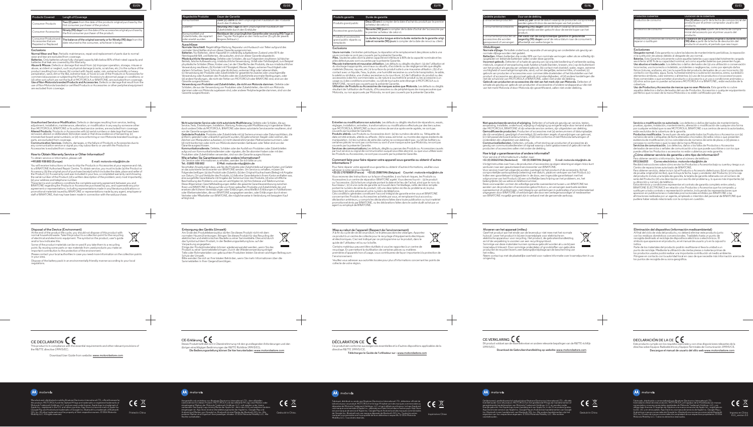EN

| Products Covered | Length of Coverage |
|---|---|
| Consumer Products | **Two (2) years** from the date of the products original purchase by the first consumer purchaser of the product. |
| Consumer Accessories | **Ninety (90) days** from the date of the accessories original purchase by the first consumer purchaser of the product. |
| Consumer Products and Accessories that are Repaired or Replaced | **The balance of the original warranty or for Ninety (90) days** from the date returned to the consumer, whichever is longer. |

## Exclusions

**Normal Wear and Tear.** Periodic maintenance, repair and replacement of parts due to normal wear and tear are excluded from coverage.
**Batteries.** Only batteries whose fully charged capacity falls below 80% of their rated capacity and batteries that leak are covered by this Warranty.
**Abuse & Misuse.** Defects or damage that result from: (a) improper operation, storage, misuse or abuse, accident or neglect, such as physical damage (cracks, scratches, etc.) to the surface of the product resulting from misuse; (b) contact with liquid, water, rain, extreme humidity or heavy perspiration, sand, dirt or the like, extreme heat, or food; (c) use of the Products or Accessories for commercial purposes or subjecting the Product or Accessory to abnormal usage or conditions; or (d) other acts which are not the fault of MOTOROLA or BINATONE, are excluded from coverage.
**Use of Non-Motorola branded Products and Accessories.** Defects or damage that result from the use of Non-Motorola branded or certified Products or Accessories or other peripheral equipment are excluded from coverage.

**Unauthorised Service or Modification.** Defects or damages resulting from service, testing, adjustment, installation, maintenance, alteration, or modification in any way by someone other than MOTOROLA, BINATONE or its authorised service centres, are excluded from coverage.
**Altered Products.** Products or Accessories with (a) serial numbers or date tags that have been removed, altered or obliterated; (b) broken seals or that show evidence of tampering; (c) mismatched board serial numbers; or (d) nonconforming or non-Motorola branded housings, or parts, are excluded from coverage.
**Communication Services.** Defects, damages, or the failure of Products or Accessories due to any communication service or signal you may subscribe to or use with the Products or Accessories is excluded from coverage.

## How to Obtain Warranty Service or Other Information?

To obtain service or information, please call:
**+49 (0)1805 938 802 (Europe) E-mail: motorola-mbp@tdm.de**

You will receive instructions on how to ship the Products or Accessories at your expense and risk, to a BINATONE Authorised Repair Centre. To obtain service, you must include: (a) the Product or Accessory; (b) the original proof of purchase (receipt) which includes the date, place and seller of the Product; (c) if a warranty card was included in your box, a completed warranty card showing the serial number of the Product; (d) a written description of the problem; and, most importantly; (e) your address and telephone number.
These terms and conditions constitute the complete warranty agreement between you and BINATONE regarding the Products or Accessories purchased by you, and supersede any prior agreement or representations, including representations made in any literature publications or promotional materials issued by BINATONE or representations made by any agent, employee or staff of BINATONE, that may have been made in connection with the said purchase.

## Disposal of the Device (Environment)

At the end of the product life cycle, you should not dispose of this product with normal household waste. Take this product to a collection point for the recycling of electrical and electronic equipment. The symbol on the product, user's guide and/or box indicates this.
Some of the product materials can be re-used if you take them to a recycling point. By reusing some parts or raw materials from used products you make an important contribution to the protection of the environment.
Please contact your local authorities in case you need more information on the collection points in your area.
Dispose of the battery pack in an environmentally friendly manner according to your local regulations.

## CE DECLARATION

This product is in compliance with the essential requirements and other relevant provisions of the R&TTE directive 1999/5/EC.

Download User Guide from website: www.motorolastore.com

Manufactured, distributed or sold by Binatone Electronics International LTD., official licensee for this product. MOTOROLA and the Stylized M logo are trademarks or registered trademarks of Motorola Trademark Holdings, LLC. and are used under license. Apple logo is a trademark of Apple Inc., registered in the U.S. and other countries. App Store is a service mark of Apple Inc. Google Play and Android are trademarks of Google Inc. Bluetooth is a trademark of Bluetooth SIG, Inc. All other trademarks are the property of their respective owners. © 2016 Motorola Mobility LLC. All rights reserved.

Printed in China

DE

| Abgedeckte Produkte | Dauer der Garantie |
|---|---|
| Konsumartikel | **Zwei (2) Jahre** ab dem ursprünglichen Kaufdatum der Produkte durch den Endkäufer |
| Zubehör | **Neunzig (90) Tage** ab dem ursprünglichen Kaufdatum der Zubehörteile durch den Endkäufer |
| Konsumartikel und Zubehörteile, die repariert oder ersetzt wurden | **Rest der ursprünglichen Garantie oder neunzig (90) Tage** ab dem Tag der Rückgabe an den Verbraucher (Es gilt der jeweils längere Zeitraum.) |

## Ausschlüsse

**Normaler Verschleiß.** Regelmäßige Wartung, Reparatur und Austausch von Teilen aufgrund des normalen Verschleißes sind von dieser Garantie ausgenommen.
**Batterien.** Nur Batterien, deren Kapazität im vollständig aufgeladenen Zustand unter 80 % der Nennkapazität fällt, und Batterien, die auslaufen, sind von dieser Garantie abgedeckt.
**Missbräuchliche Verwendung.** Defekte oder Schäden, die aus Folgendem resultieren: (a) falscher Betrieb, falsche Aufbewahrung, missbräuchliche Verwendung, Unfall oder Fahrlässigkeit, z. B. durch physikalische Schäden (Risse, Kratzer usw.) an der Oberfläche des Produkts, die aus missbräuchlicher Verwendung resultieren; (b) Kontakt mit Flüssigkeit, Wasser, Regen, extremer Feuchtigkeit oder starkem Schwitzen, Sand, Schmutz oder ähnlichem, extremer Hitze oder Lebensmitteln; (c) Verwendung der Produkte oder Zubehörteile für gewerbliche Zwecke oder unsachgemäße Verwendung oder Aussetzen des Produkts oder der Zubehörteile anormalen Bedingungen; oder (d) andere Handlungen, die nicht dem Fehler von MOTOROLA oder BINATONE sind, sind von der Garantie ausgeschlossen.
**Verwendung von Produkten und Zubehörteilen, die nicht von Motorola stammen.** Defekte oder Schäden, die aus der Verwendung von Produkten oder Zubehörteilen, die nicht von Motorola stammen oder von Motorola zugelassen sind, oder anderer Peripheriegeräte stammen, sind von der Garantie ausgeschlossen.

**Nicht autorisierter Service oder nicht autorisierte Modifizierung.** Defekte oder Schäden, die aus Service, Tests, Einstellungen, Installation, Wartung, Änderung oder Modifizierung in irgendeiner Weise durch andere Dritte als MOTOROLA, BINATONE oder deren autorisierte Servicecenter resultieren, sind von der Garantie ausgeschlossen.
**Geänderte Produkte.** Produkte oder Zubehörteile mit (a) Seriennummern oder Datumsschildern, die entfernt, geändert oder unkenntlich gemacht wurden; (b) gebrochenen Siegeln oder solchen, die Hinweise auf Manipulation aufweisen; (c) nicht übereinstimmenden Platinenseriennummern; oder (d) nicht konformen oder nicht von Motorola stammenden Gehäusen oder Teilen sind von der Garantie ausgeschlossen.
**Kommunikationsdienste.** Defekte, Schäden oder der Ausfall von Produkten oder Zubehörteilen aufgrund von Kommunikationsdiensten oder -signalen, die Sie abonnieren oder zusammen mit den Produkten oder Zubehörteilen verwenden, sind von der Garantie ausgeschlossen.

## Wie erhalten Sie Garantieservice oder andere Informationen?

Um Service oder Informationen zu erhalten, wenden Sie sich bitte an uns:
**Tel.: 01805 938 802 E-Mail: motorola-mbp@tdm.de**

Sie erhalten Anweisungen darüber, wie Sie die Produkte oder Zubehörteile auf eigene Kosten und Gefahr an das autorisierte Servicecenter von BINATONE senden. Um Service zu erhalten, müssen Sie Folgendes beifügen: (a) das Produkt oder Zubehörteil; (b) den Original-Kaufnachweis (Beleg) mit Angabe von Datum, Ort und Verkäufer des Produkts; (c) falls eine Garantiekarte im Karton enthalten war, eine ausgefüllte Garantiekarte mit der Seriennummer des Produkts; (d) eine schriftliche Beschreibung des Problems und, was am wichtigsten ist, (e) Ihre Adresse und Telefonnummer.
Diese Allgemeinen Geschäftsbedingungen stellen die gesamte Garantievereinbarung zwischen Ihnen und BINATONE in Bezug auf die von Ihnen gekauften Produkte und Zubehörteile dar und ersetzen alle früheren Vereinbarungen oder Erklärungen, einschließlich Erklärungen in Publikationen oder Werbematerialien, die von BINATONE ausgegeben werden, oder Erklärungen von Vertretern oder Mitarbeitern von BINATONE, die möglicherweise in Verbindung mit besagtem Kauf erfolgt sind.

## Entsorgung des Geräts (Umwelt)

Am Ende des Produktlebenszyklus dürfen Sie dieses Produkt nicht mit dem normalen Hausmüll entsorgen. Bringen Sie dieses Produkt zu einer Sammelstelle für das Recycling von elektrischen und elektronischen Geräten. Dies wird durch das Symbol auf dem Produkt, in der Bedienungsanleitung bzw. auf der Verpackung angegeben.
Einige der Produktmaterialien können wiederverwendet werden, wenn Sie das Produkt zu einer Sammelstelle bringen. Durch die Wiederverwendung einiger Teile oder Rohmaterialien von gebrauchten Produkten leisten Sie einen wichtigen Beitrag zum Schutz der Umwelt.
Bitte wenden Sie sich an Ihre lokalen Behörden, wenn Sie mehr Informationen über die Sammelstellen in Ihrer Gegend benötigen.

## CE-Erklärung

Dieses Produkt befindet sich in Übereinstimmung mit den grundlegenden Anforderungen und den übrigen einschlägigen Bestimmungen der R&TTE Richtlinie 1999/5/EG.
**Die Bedienungsanleitung können Sie hier herunterladen: www.motorolastore.com**

Hergestellt und vertrieben von Binatone Electronics International LTD., dem offiziellen Lizenznehmer für dieses Produkt. MOTOROLA und das stilisierte M-Logo sind Marken oder eingetragene Marken von Motorola Trademark Holdings, LLC. und werden unter Lizenz verwendet. Das Apple-Logo ist eine Marke von Apple Inc., die in den USA und anderen Ländern eingetragen ist. App Store ist eine Dienstleistungsmarke von Apple Inc. Google Play und Android sind Marken von Google Inc. Bluetooth ist eine Marke der Bluetooth SIG, Inc. Alle anderen Marken sind Eigentum ihrer jeweiligen Inhaber. © 2016 Motorola Mobility LLC. Alle Rechte vorbehalten.

Gedruckt in China

FR

| Produits garantis | Durée de garantie |
|---|---|
| Produits grand public | **Deux (2) ans** à compter de la date d'achat du produit par le premier acheteur de celui-ci. |
| Accessoires grand public | **Quatre-vingt-dix (90) jours** à compter de la date d'achat de l'accessoire par le premier acheteur de celui-ci. |
| Produits et accessoires grand public réparés ou remplacés | **La durée la plus longue entre la durée restante de la garantie originale et nonante (90) jours** à compter de la date de renvoi au client. |

## Exclusions

**Usure normale.** L'entretien périodique, la réparation et le remplacement des pièces suite à une usure normale ne sont pas couverts par la présente Garantie.
**Piles.** Seules les piles dont la pleine capacité est inférieure à 80% de la capacité nominale et les piles défectueuses sont couvertes par la présente Garantie.
**Mauvais traitements et mauvaise utilisation.** Les défauts ou dégâts résultant : (a) de l'utilisation et du stockage inadéquats, abus, accident ou négligence, tels que les dégâts physiques (fissures, rayures, etc.) à la surface du produit suite à une mauvaise utilisation ; (b) du contact avec un liquide, l'eau, la pluie, une humidité excessive ou une forte transpiration, le sable, la saleté ou similaire, une chaleur excessive ou la nourriture ; (c) de l'utilisation du produit ou des accessoires à des fins commerciales ou de nature à soumettre le produit ou les accessoires à un usage ou à des conditions anormales ; ou (d) de tout autre acte étranger à MOTOROLA ou à BINATONE, ne sont pas couverts par la présente Garantie.
**Utilisation de Produits ou Accessoires de marques autres que Motorola.** Les défauts ou dégâts résultant de l'utilisation de Produits, d'Accessoires ou de périphériques de marques autres que Motorola, ou non approuvés par Motorola, ne sont pas couverts par la présente Garantie.

**Entretien ou modifications non autorisés.** Les défauts ou dégâts résultant de réparations, essais, réglages, installation, entretien, transformations ou modifications effectués par des tiers autres que MOTOROLA, BINATONE ou leurs centres de service après-vente agréés, ne sont pas couverts par la présente Garantie.
**Produits altérés.** Les Produits ou Accessoires dont : (a) les numéros de série ou l'étiquette de date ont été enlevés, altérés ou effacés ; (b) le sceau est brisé ou montre des signes évidents de manipulation ; (c) les numéros de série des cartes ne correspondent pas ; ou (d) les boîtiers ou certaines pièces ne sont pas conformes ou sont d'une marque autre que Motorola, ne sont pas couverts par la présente Garantie.
**Services de communications.** Les défauts, dégâts ou pannes des Produits ou Accessoires causés par tout service ou signal de communication auquel vous êtes abonné, ou que vous utilisez avec les Produits ou Accessoires, ne sont pas couverts par la présente Garantie.

## Comment faire pour faire réparer votre appareil sous garantie ou obtenir d'autres informations ?

Pour faire réparer votre appareil sous garantie ou obtenir d'autres informations, veuillez vous adresser à notre service clientèle :
**+33 (0) 170700809 (France) +32 (0) 25887046 (Belgique) Courriel : motorola-mbp@tdm.de**

Vous recevrez des instructions sur la façon d'expédier, à vos frais et risques, les Produits ou Accessoires à un centre de réparation BINATONE agréé. Vous devez fournir : (a) le produit ou l'accessoire ; (b) la facture originale portant la date et le lieu d'achat, ainsi que le nom du fournisseur ; (c) si une carte de garantie se trouvait dans l'emballage, cette dernière remplie portant le numéro de série du produit ; (d) une description écrite du problème et, le plus important, (e) votre adresse et votre numéro de téléphone.
Ces conditions générales constituent l'intégralité de la garantie entre vous et BINATONE concernant les Produits ou Accessoires achetés par vous, et remplacent tout accord ou déclaration antérieurs, y compris les déclarations faites dans toute publication ou tout matériel promotionnel émis par BINATONE, ou les déclarations faites dans le cadre dudit achat par un agent ou employé de BINATONE.

## Mise au rebut de l'appareil (Respect de l'environnement)

À la fin du cycle de vie de ce produit, ne le jetez pas dans les vidanges. Apportez ce produit à un centre de collecte pour le recyclage d'équipements électriques et électroniques. Ceci est indiqué par ce pictogramme sur le produit, dans le guide de l'utilisateur et/ou sur la boîte.
Certains matériaux peuvent être réutilisés si vous les rapportez à un centre de recyclage. En permettant la réutilisation de certaines pièces ou matières premières d'appareils hors d'usage, vous contribuerez de façon importante à la protection de l'environnement.
Veuillez vous adresser aux autorités locales pour plus d'informations concernant les points de collecte de votre région.

## DÉCLARATION DE LA CE

Ce produit est conforme aux exigences essentielles et à d'autres dispositions applicables de la directive R&TTE 1999/5/CE.
**Téléchargez le Guide de l'utilisateur sur : www.motorolastore.com**

Fabriqué, distribué ou vendu par Binatone Electronics International LTD., détenteur officiel de la licence pour ce produit. MOTOROLA et le logo M stylisé sont des marques de commerce ou des marques déposées de Motorola Trademark Holdings, LLC et sont utilisés sous licence. Le logo Apple est une marque de commerce d'Apple Inc., déposée aux États-Unis et dans d'autres pays. App Store est une marque de service d'Apple Inc. Google Play et Android sont des marques commerciales de Google Inc. Bluetooth est une marque déposée de Bluetooth SIG, Inc. Toutes les autres marques commerciales sont la propriété de leurs propriétaires respectifs. © 2016 Motorola Mobility LLC. Tous droits réservés.

Imprimé en Chine

NL

| Gedekte producten | Duur van de dekking |
|---|---|
| Consumentenproducten | **Twee (2) jaar** vanaf de datum waarop de producten oorspronkelijk werden gekocht door de eerste koper van het product. |
| Consumentenaccessoires | **Negentig (90) dagen** vanaf de datum waarop de accessoires oorspronkelijk werden gekocht door de eerste koper van het product. |
| Consumentenproducten en accessoires die worden gerepareerd of vervangen | **Het saldo van de oorspronkelijke garantie of gedurende negentig (90) dagen** vanaf de retourdatum naar de consument, afhankelijk van welke langer is. |

## Uitsluitingen

**Normale slijtage.** Periodiek onderhoud, reparatie of vervanging van onderdelen als gevolg van normale slijtage worden niet gedekt.
**Batterijen.** Alleen batterijen die onder 80% van hun nominale vermogen vallen als ze volledig zijn opgeladen en lekkende batterijen vallen onder deze garantie.
**Incorrect gebruik en misbruik.** Defecten of schade als gevolg van: (a) onjuiste bediening of verkeerde opslag, misbruik, ongeval of verwaarlozing zoals fysieke schade (barsten, krassen, enz.) op de buitenkant van het product als gevolg van verkeerd gebruik; (b) contact met vloeistof, water, regen, extreme vochtigheid of overmatige transpiratie, zand, vuil en dergelijke, extreme hitte, of voedsel; (c) gebruik van producten of accessoires voor commerciële doeleinden of het blootstellen van het product of accessoire aan abnormaal gebruik of omstandigheden, of (d) andere handelingen die niet de schuld zijn van MOTOROLA of BINATONE, vallen niet onder de dekking.
**Gebruik van producten en accessoires die niet van het merk zijn van Motorola.** Defecten of schade als gevolg van gebruik van producten of accessoires of andere randapparatuur die niet van het merk Motorola of door Motorola zijn gecertificeerd, vallen niet onder dekking.

**Niet-geautoriseerde service of wijziging.** Defecten of schade als gevolg van service, testen, aanpassing, installatie, onderhoud, wijziging of wijziging op enigerlei wijze door iemand anders dan MOTOROLA, BINATONE of zijn erkende service centers, zijn uitgesloten van dekking.
**Gemodificeerde producten.** Producten of accessoires met (a) serienummers of datumplaatjes die zijn verwijderd, gewijzigd of vernietigd; (b) verbroken zegels of aanwijzingen van geknoei; (c) niet passende board serienummers; of (d) niet-conforme of niet-Motorola behuizingen of onderdelen zijn uitgesloten van dekking.
**Communicatiediensten.** Defecten, schade, of het storing van producten of accessoires als gevolg van communicatiediensten of signalen waarop u bent geabonneerd of gebruikt met de producten of accessoires vallen niet onder de dekking.

## Hoe krijgt u garantieservice of andere informatie?

Voor service of informatie kunt u bellen naar:
**+31 (0) 202621946 (Nederland) +32 (0) 25887046 (België) E-mail: motorola-mbp@tdm.de**

U krijgt instructies over hoe u de producten of accessoires op eigen rekening en eigen risico kunt versturen naar een geautoriseerd servicecenter van BINATONE.
Voor service moet het volgende worden overlegd: (a) het product of de accessoires, (b) het oorspronkelijke aankoopbewijs (rekening) met datum, plaats en verkoper van het product; (c) als in uw doos een garantiekaart is bijgesloten, een ingevulde garantiekaart met het serienummer van het product; (d) een schriftelijke beschrijving van het probleem, en, het belangrijkste; (e) uw adres en telefoonnummer.
Deze voorwaarden vormen de volledige garantie-overeenkomst tussen u en BINATONE met betrekking tot de door u gekochte producten of accessoires, en vervangen eerdere overeenkomsten of verklaringen, inclusief verklaringen in publicaties of promotiemateriaal uitgegeven door BINATONE of verklaringen afgelegd door agenten, werknemers of medewerkers van BINATONE die mogelijk gemaakt zijn in verband met de genoemde aankoop.

## Afvoeren van het apparaat (milieu)

Gooi het product aan het einde van de levensduur niet weg met het normale huisvuil. Lever het product in bij een inzamelpunt voor elektrische en elektronische apparatuur voor recycling. Het product, de gebruikershandleiding en/of de verpakking is voorzien van een recycling-symbool.
Sommige van deze materialen kunnen opnieuw gebruikt worden als u ze bij een inzamelpunt inlevert. Door sommige onderdelen of grondstoffen van gebruikte producten te hergebruiken levert u een belangrijke bijdrage aan de bescherming van het milieu.
Neem contact op met de plaatselijke overheid voor nadere informatie over inzamelpunten in uw omgeving.

## CE-VERKLARING

Dit product voldoet aan de essentiële eisen en andere relevante bepalingen van de R&TTE-richtlijn 1999/5/EC.
**Download de Gebruikershandleiding op website: www.motorolastore.com**

Gefabriceerd, gedistribueerd of verkocht door Binatone Electronics International LTD., officiële licentiehouder voor dit product. MOTOROLA en het gestileerde M-logo zijn handelsmerken of gedeponeerde handelsmerken van Motorola Trademark Holdings, LLC. en worden onder licentie gebruikt. Het Apple-logo is een handelsmerk van Apple Inc. in de VS en andere landen. App Store is een servicemerk van Apple Inc. Google Play en Android zijn handelsmerken van Google Inc. Bluetooth is een handelsmerk van Bluetooth SIG, Inc. Alle andere handelsmerken zijn het eigendom van hun respectievelijke eigenaars. © 2016 Motorola Mobility LLC. Alle rechten voorbehouden.

Gedrukt in China

ES

| Productos cubiertos | Duración de la cobertura |
|---|---|
| Productos de consumo | **Dos (2) años** a partir de la fecha de compra inicial del producto por el primer comprador usuario del producto. |
| Accesorios de consumo | **Noventa (90) días** a partir de la fecha de compra inicial del accesorio por el primer usuario del producto. |
| Productos y Accesorios de consumo que se reparan o sustituyen | **El resto de la garantía original o durante noventa (90) días** a partir de la fecha de devolución del producto al usuario, el periodo que sea mayor. |

## Exclusiones

**Desgaste normal.** Esta garantía no cubre las labores de mantenimiento periódicas, la reparación ni la sustitución de piezas debido al desgaste de uso normal.
**Baterías.** Esta Garantía únicamente cubre aquellas baterías cuya capacidad totalmente cargada sea inferior al 80 % de su capacidad nominal, así como aquellas baterías que presenten fugas.
**Uso abusivo e inadecuado.** Los defectos o daños derivados de: (a) una utilización o conservación incorrectas, uso incorrecto o indebido, accidentes o negligencias, como por ejemplo daños físicos (roturas, arañazos, etc.) en la superficie del producto derivados de un uso incorrecto; (b) contacto con líquidos, agua, lluvia, humedad extrema o sudoración excesiva, arena, suciedad o elementos similares, calor extremo o alimentos; (c) uso de los productos o los accesorios para fines comerciales o que sometan al producto o al accesorio a un uso o condiciones anómalas; o (d) otros actos que no puedan achacarse a MOTOROLA ni a BINATONE, están excluidos de la cobertura.
**Uso de Productos y Accesorios de marcas que no sean Motorola.** Esta garantía no cubre aquellos defectos o daños derivados del uso de Productos, Accesorios o cualquier equipamiento periférico que no sean de la marca Motorola o no estén certificados por ella.

**Servicio o modificación no autorizada.** Los defectos o daños derivados de mantenimiento, pruebas, ajustes, instalación, mantenimiento, alteración o modificación de cualquier otra forma por cualquier entidad que no sea MOTOROLA, BINATONE o sus centros de servicio autorizados, están excluidos de la cobertura de la garantía.
**Productos modificados.** Se excluyen de esta garantía todos los Productos o Accesorios con (a) números de serie o etiquetas de fecha alterados o borrados; (b) sellos rotos o que presenten evidencias de modificación; (c) no coincidencia de números de serie de placa; o (d) piezas o carcasas no conformes o que no sean de la marca Motorola.
**Servicios de comunicación.** Los defectos, los daños o los fallos de Productos o Accesorios derivados de servicios o señales de comunicación a los que puede suscribirse o con los que puede utilizar los Productos o accesorios no están cubiertos por esta garantía.

## ¿Cómo obtener servicio de garantía u otro tipo de información?

Para obtener servicio o información, llame al número de teléfono:
**0913868020 Correo electrónico: motorola-mbp@tdm.de**

Recibirá instrucciones sobre cómo enviar los Productos o Accesorios bajo su cuenta y riesgo a un Centro de reparaciones autorizado de BINATONE.
Para obtener servicio, debe incluir: (a) el Producto o Accesorio defectuoso; (b) el comprobante de prueba original (el recibo), que incluya la fecha, lugar y vendedor del Producto; (c) si la caja del producto incluía una tarjeta de garantía, la tarjeta de garantía rellenada con el número de serie del Producto; (d) una descripción por escrito del problema y, lo que es más importante; (e) su dirección y número de teléfono.
Estos términos y condiciones representan el contrato de garantía completo entre usted y BINATONE ELECTRONICS en relación a los Productos o Accesorios que ha comprado, y sustituyen a todo contrato o representación anterior, incluyendo las representaciones que aparecen en publicaciones o materiales promocionales emitidos por BINATONE o las afirmaciones realizadas por un agente, empleado o miembro del personal de BINATONE que pudiera haber estado relacionado con la compra en cuestión.

## Eliminación del dispositivo (información medioambiental)

Al final del ciclo de vida del producto, no deberá eliminar este producto junto con los residuos domésticos convencionales. Traslade este producto a un punto de recogida destinado al reciclaje de dispositivos eléctricos o electrónicos. El símbolo que aparece en el producto, en el manual de usuario y/o en la caja así lo indica.
Parte de los materiales del producto podrán reutilizarse si lleva la unidad a un punto de reciclaje. Mediante la utilización de ciertas piezas o materias primas de los productos usados podrá realizar una importante contribución al medio ambiente.
Póngase en contacto con la autoridad local en caso de que necesite más información acerca de los puntos de recogida de su zona geográfica.

## DECLARACIÓN DE LA CE

Este producto cumple con los requisitos esenciales y con otras disposiciones relevantes de la directiva sobre Equipos Radioeléctricos y Equipos Terminales de Comunicación 1999/5/CE.
**Descargue el manual de usuario del sitio web www.motorolastore.com**

Fabricado, distribuido o comercializado por Binatone Electronics International LTD., licenciatario oficial de este producto. MOTOROLA y el logotipo de la M estilizada son marcas comerciales o marcas comerciales registradas de Motorola Trademark Holdings, LLC. y se utilizan bajo licencia. El logotipo de Apple es una marca comercial de Apple Inc., registrada en EE. UU. y en otros países. App Store es una marca de servicio de Apple Inc. Google Play y Android son marcas comerciales de Google Inc. Bluetooth es una marca comercial de Bluetooth SIG, Inc. el resto de marcas comerciales son propiedad de sus respectivos propietarios. © 2016 Motorola Mobility LLC. Todos los derechos reservados.

Impreso en China
EU_version 2.0